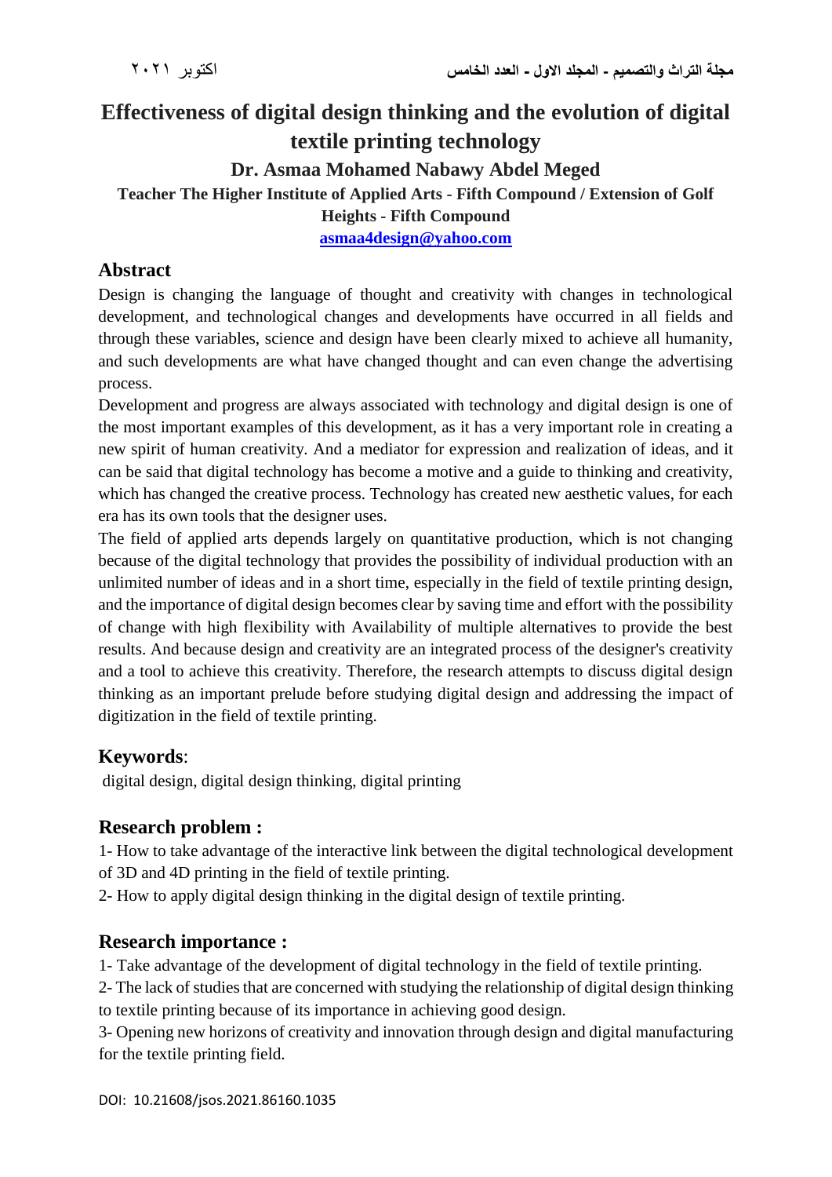# Effectiveness of digital design thinking and the evolution of digital textile printing technology

**Dr. Asmaa Mohamed Nabawy Abdel Meged**

**Teacher The Higher Institute of Applied Arts - Fifth Compound / Extension of Golf Heights - Fifth Compound**

**asmaa4design@yahoo.com**

## Abstract

Design is changing the language of thought and creativity with changes in technological development, and technological changes and developments have occurred in all fields and through these variables, science and design have been clearly mixed to achieve all humanity, and such developments are what have changed thought and can even change the advertising process.

Development and progress are always associated with technology and digital design is one of the most important examples of this development, as it has a very important role in creating a new spirit of human creativity. And a mediator for expression and realization of ideas, and it can be said that digital technology has become a motive and a guide to thinking and creativity, which has changed the creative process. Technology has created new aesthetic values, for each era has its own tools that the designer uses.

The field of applied arts depends largely on quantitative production, which is not changing because of the digital technology that provides the possibility of individual production with an unlimited number of ideas and in a short time, especially in the field of textile printing design, and the importance of digital design becomes clear by saving time and effort with the possibility of change with high flexibility with Availability of multiple alternatives to provide the best results. And because design and creativity are an integrated process of the designer's creativity and a tool to achieve this creativity. Therefore, the research attempts to discuss digital design thinking as an important prelude before studying digital design and addressing the impact of digitization in the field of textile printing.

## Keywords:

digital design, digital design thinking, digital printing

## Research problem :

1- How to take advantage of the interactive link between the digital technological development of 3D and 4D printing in the field of textile printing.

2- How to apply digital design thinking in the digital design of textile printing.

## Research importance :

1- Take advantage of the development of digital technology in the field of textile printing.

2- The lack of studies that are concerned with studying the relationship of digital design thinking to textile printing because of its importance in achieving good design.

3- Opening new horizons of creativity and innovation through design and digital manufacturing for the textile printing field.

DOI: 10.21608/jsos.2021.86160.1035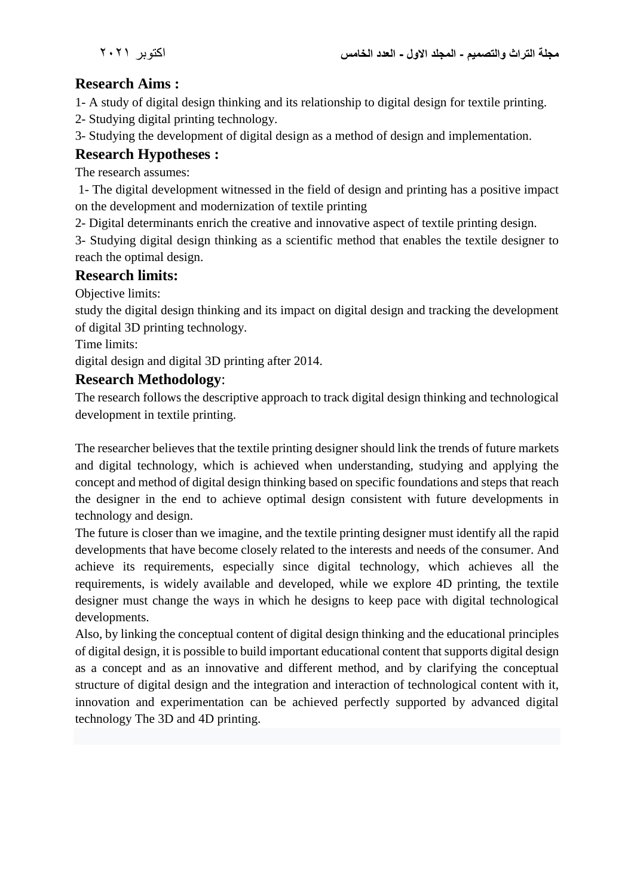## Research Aims :

1- A study of digital design thinking and its relationship to digital design for textile printing.

2- Studying digital printing technology.

3- Studying the development of digital design as a method of design and implementation.

## Research Hypotheses :

The research assumes:

1- The digital development witnessed in the field of design and printing has a positive impact on the development and modernization of textile printing

2- Digital determinants enrich the creative and innovative aspect of textile printing design.

3- Studying digital design thinking as a scientific method that enables the textile designer to reach the optimal design.

## Research limits:

Objective limits:

study the digital design thinking and its impact on digital design and tracking the development of digital 3D printing technology.

Time limits:

digital design and digital 3D printing after 2014.

## Research Methodology:

The research follows the descriptive approach to track digital design thinking and technological development in textile printing.

The researcher believes that the textile printing designer should link the trends of future markets and digital technology, which is achieved when understanding, studying and applying the concept and method of digital design thinking based on specific foundations and steps that reach the designer in the end to achieve optimal design consistent with future developments in technology and design.

The future is closer than we imagine, and the textile printing designer must identify all the rapid developments that have become closely related to the interests and needs of the consumer. And achieve its requirements, especially since digital technology, which achieves all the requirements, is widely available and developed, while we explore 4D printing, the textile designer must change the ways in which he designs to keep pace with digital technological developments.

Also, by linking the conceptual content of digital design thinking and the educational principles of digital design, it is possible to build important educational content that supports digital design as a concept and as an innovative and different method, and by clarifying the conceptual structure of digital design and the integration and interaction of technological content with it, innovation and experimentation can be achieved perfectly supported by advanced digital technology The 3D and 4D printing.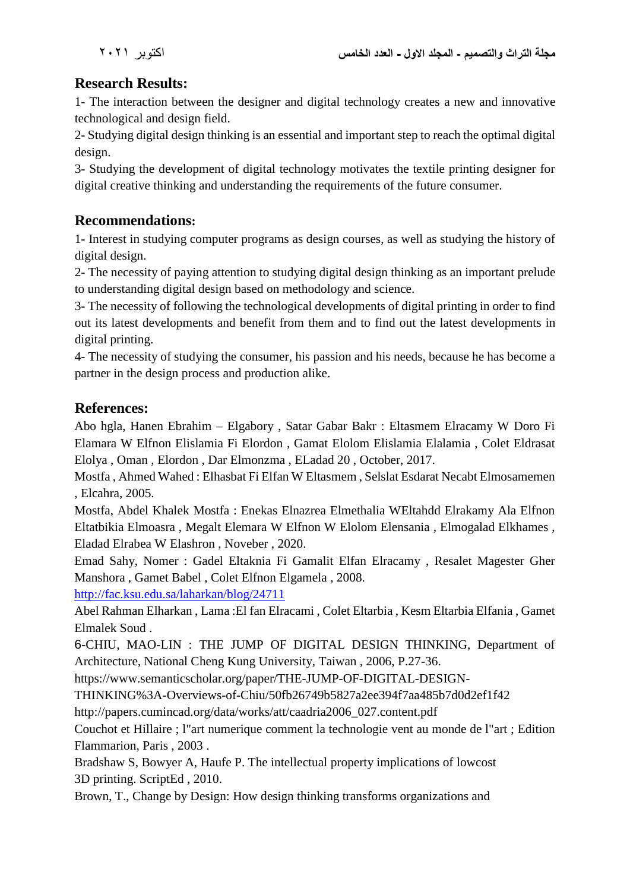## Research Results:

1- The interaction between the designer and digital technology creates a new and innovative technological and design field.

2- Studying digital design thinking is an essential and important step to reach the optimal digital design.

3- Studying the development of digital technology motivates the textile printing designer for digital creative thinking and understanding the requirements of the future consumer.

## Recommendations:

1- Interest in studying computer programs as design courses, as well as studying the history of digital design.

2- The necessity of paying attention to studying digital design thinking as an important prelude to understanding digital design based on methodology and science.

3- The necessity of following the technological developments of digital printing in order to find out its latest developments and benefit from them and to find out the latest developments in digital printing.

4- The necessity of studying the consumer, his passion and his needs, because he has become a partner in the design process and production alike.

## References:

Abo hgla, Hanen Ebrahim – Elgabory , Satar Gabar Bakr : Eltasmem Elracamy W Doro Fi Elamara W Elfnon Elislamia Fi Elordon , Gamat Elolom Elislamia Elalamia , Colet Eldrasat Elolya , Oman , Elordon , Dar Elmonzma , ELadad 20 , October, 2017.

Mostfa , Ahmed Wahed : Elhasbat Fi Elfan W Eltasmem , Selslat Esdarat Necabt Elmosamemen , Elcahra, 2005.

Mostfa, Abdel Khalek Mostfa : Enekas Elnazrea Elmethalia WEltahdd Elrakamy Ala Elfnon Eltatbikia Elmoasra , Megalt Elemara W Elfnon W Elolom Elensania , Elmogalad Elkhames , Eladad Elrabea W Elashron , Noveber , 2020.

Emad Sahy, Nomer : Gadel Eltaknia Fi Gamalit Elfan Elracamy , Resalet Magester Gher Manshora , Gamet Babel , Colet Elfnon Elgamela , 2008.

http://fac.ksu.edu.sa/laharkan/blog/24711

Abel Rahman Elharkan , Lama :El fan Elracami , Colet Eltarbia , Kesm Eltarbia Elfania , Gamet Elmalek Soud .

6-CHIU, MAO-LIN : THE JUMP OF DIGITAL DESIGN THINKING, Department of Architecture, National Cheng Kung University, Taiwan , 2006, P.27-36.

https://www.semanticscholar.org/paper/THE-JUMP-OF-DIGITAL-DESIGN-THINKING%3A-Overviews-of-Chiu/50fb26749b5827a2ee394f7aa485b7d0d2ef1f42

http://papers.cumincad.org/data/works/att/caadria2006_027.content.pdf

Couchot et Hillaire ; l"art numerique comment la technologie vent au monde de l"art ; Edition Flammarion, Paris , 2003 .

Bradshaw S, Bowyer A, Haufe P. The intellectual property implications of lowcost 3D printing. ScriptEd , 2010.

Brown, T., Change by Design: How design thinking transforms organizations and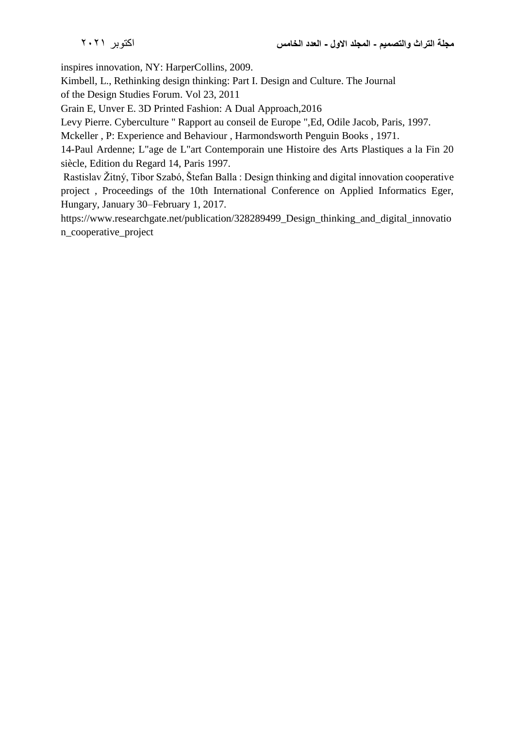inspires innovation, NY: HarperCollins, 2009.

Kimbell, L., Rethinking design thinking: Part I. Design and Culture. The Journal of the Design Studies Forum. Vol 23, 2011

Grain E, Unver E. 3D Printed Fashion: A Dual Approach,2016

Levy Pierre. Cyberculture " Rapport au conseil de Europe ",Ed, Odile Jacob, Paris, 1997.

Mckeller , P: Experience and Behaviour , Harmondsworth Penguin Books , 1971.

14-Paul Ardenne; L"age de L"art Contemporain une Histoire des Arts Plastiques a la Fin 20 siècle, Edition du Regard 14, Paris 1997.

Rastislav Žitný, Tibor Szabó, Štefan Balla : Design thinking and digital innovation cooperative project , Proceedings of the 10th International Conference on Applied Informatics Eger, Hungary, January 30–February 1, 2017.

https://www.researchgate.net/publication/328289499_Design_thinking_and_digital_innovation_cooperative_project